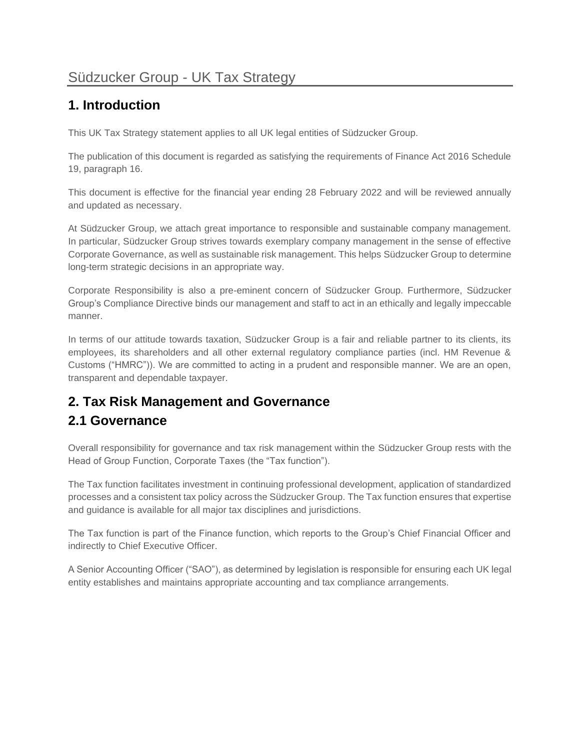# Südzucker Group - UK Tax Strategy

## 1. Introduction

This UK Tax Strategy statement applies to all UK legal entities of Südzucker Group.

The publication of this document is regarded as satisfying the requirements of Finance Act 2016 Schedule 19, paragraph 16.

This document is effective for the financial year ending 28 February 2022 and will be reviewed annually and updated as necessary.

At Südzucker Group, we attach great importance to responsible and sustainable company management. In particular, Südzucker Group strives towards exemplary company management in the sense of effective Corporate Governance, as well as sustainable risk management. This helps Südzucker Group to determine long-term strategic decisions in an appropriate way.

Corporate Responsibility is also a pre-eminent concern of Südzucker Group. Furthermore, Südzucker Group's Compliance Directive binds our management and staff to act in an ethically and legally impeccable manner.

In terms of our attitude towards taxation, Südzucker Group is a fair and reliable partner to its clients, its employees, its shareholders and all other external regulatory compliance parties (incl. HM Revenue & Customs ("HMRC")). We are committed to acting in a prudent and responsible manner. We are an open, transparent and dependable taxpayer.

## 2. Tax Risk Management and Governance

## 2.1 Governance

Overall responsibility for governance and tax risk management within the Südzucker Group rests with the Head of Group Function, Corporate Taxes (the "Tax function").

The Tax function facilitates investment in continuing professional development, application of standardized processes and a consistent tax policy across the Südzucker Group. The Tax function ensures that expertise and guidance is available for all major tax disciplines and jurisdictions.

The Tax function is part of the Finance function, which reports to the Group's Chief Financial Officer and indirectly to Chief Executive Officer.

A Senior Accounting Officer ("SAO"), as determined by legislation is responsible for ensuring each UK legal entity establishes and maintains appropriate accounting and tax compliance arrangements.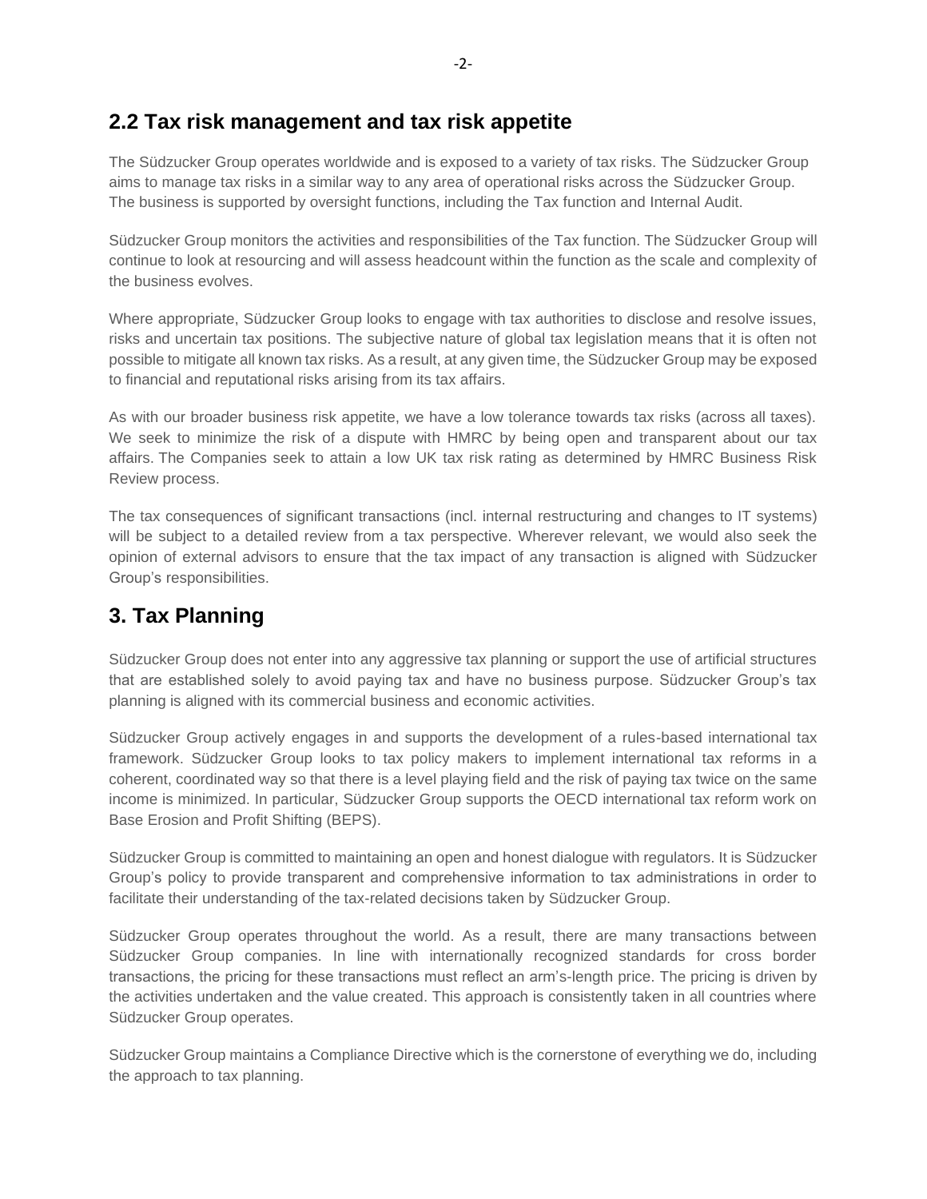## 2.2 Tax risk management and tax risk appetite

The Südzucker Group operates worldwide and is exposed to a variety of tax risks. The Südzucker Group aims to manage tax risks in a similar way to any area of operational risks across the Südzucker Group. The business is supported by oversight functions, including the Tax function and Internal Audit.

Südzucker Group monitors the activities and responsibilities of the Tax function. The Südzucker Group will continue to look at resourcing and will assess headcount within the function as the scale and complexity of the business evolves.

Where appropriate, Südzucker Group looks to engage with tax authorities to disclose and resolve issues, risks and uncertain tax positions. The subjective nature of global tax legislation means that it is often not possible to mitigate all known tax risks. As a result, at any given time, the Südzucker Group may be exposed to financial and reputational risks arising from its tax affairs.

As with our broader business risk appetite, we have a low tolerance towards tax risks (across all taxes). We seek to minimize the risk of a dispute with HMRC by being open and transparent about our tax affairs. The Companies seek to attain a low UK tax risk rating as determined by HMRC Business Risk Review process.

The tax consequences of significant transactions (incl. internal restructuring and changes to IT systems) will be subject to a detailed review from a tax perspective. Wherever relevant, we would also seek the opinion of external advisors to ensure that the tax impact of any transaction is aligned with Südzucker Group's responsibilities.

# 3. Tax Planning

Südzucker Group does not enter into any aggressive tax planning or support the use of artificial structures that are established solely to avoid paying tax and have no business purpose. Südzucker Group's tax planning is aligned with its commercial business and economic activities.

Südzucker Group actively engages in and supports the development of a rules-based international tax framework. Südzucker Group looks to tax policy makers to implement international tax reforms in a coherent, coordinated way so that there is a level playing field and the risk of paying tax twice on the same income is minimized. In particular, Südzucker Group supports the OECD international tax reform work on Base Erosion and Profit Shifting (BEPS).

Südzucker Group is committed to maintaining an open and honest dialogue with regulators. It is Südzucker Group's policy to provide transparent and comprehensive information to tax administrations in order to facilitate their understanding of the tax-related decisions taken by Südzucker Group.

Südzucker Group operates throughout the world. As a result, there are many transactions between Südzucker Group companies. In line with internationally recognized standards for cross border transactions, the pricing for these transactions must reflect an arm's-length price. The pricing is driven by the activities undertaken and the value created. This approach is consistently taken in all countries where Südzucker Group operates.

Südzucker Group maintains a Compliance Directive which is the cornerstone of everything we do, including the approach to tax planning.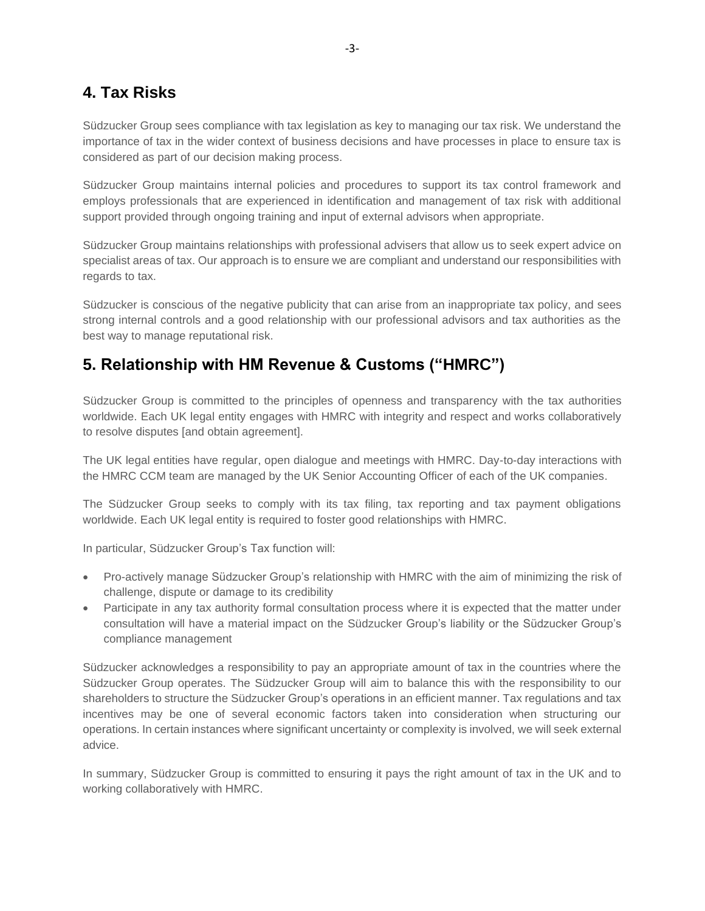## 4. Tax Risks

Südzucker Group sees compliance with tax legislation as key to managing our tax risk. We understand the importance of tax in the wider context of business decisions and have processes in place to ensure tax is considered as part of our decision making process.

Südzucker Group maintains internal policies and procedures to support its tax control framework and employs professionals that are experienced in identification and management of tax risk with additional support provided through ongoing training and input of external advisors when appropriate.

Südzucker Group maintains relationships with professional advisers that allow us to seek expert advice on specialist areas of tax. Our approach is to ensure we are compliant and understand our responsibilities with regards to tax.

Südzucker is conscious of the negative publicity that can arise from an inappropriate tax policy, and sees strong internal controls and a good relationship with our professional advisors and tax authorities as the best way to manage reputational risk.

## 5. Relationship with HM Revenue & Customs ("HMRC")

Südzucker Group is committed to the principles of openness and transparency with the tax authorities worldwide. Each UK legal entity engages with HMRC with integrity and respect and works collaboratively to resolve disputes [and obtain agreement].

The UK legal entities have regular, open dialogue and meetings with HMRC. Day-to-day interactions with the HMRC CCM team are managed by the UK Senior Accounting Officer of each of the UK companies.

The Südzucker Group seeks to comply with its tax filing, tax reporting and tax payment obligations worldwide. Each UK legal entity is required to foster good relationships with HMRC.

In particular, Südzucker Group's Tax function will:

- Pro-actively manage Südzucker Group's relationship with HMRC with the aim of minimizing the risk of challenge, dispute or damage to its credibility
- Participate in any tax authority formal consultation process where it is expected that the matter under consultation will have a material impact on the Südzucker Group's liability or the Südzucker Group's compliance management

Südzucker acknowledges a responsibility to pay an appropriate amount of tax in the countries where the Südzucker Group operates. The Südzucker Group will aim to balance this with the responsibility to our shareholders to structure the Südzucker Group's operations in an efficient manner. Tax regulations and tax incentives may be one of several economic factors taken into consideration when structuring our operations. In certain instances where significant uncertainty or complexity is involved, we will seek external advice.

In summary, Südzucker Group is committed to ensuring it pays the right amount of tax in the UK and to working collaboratively with HMRC.